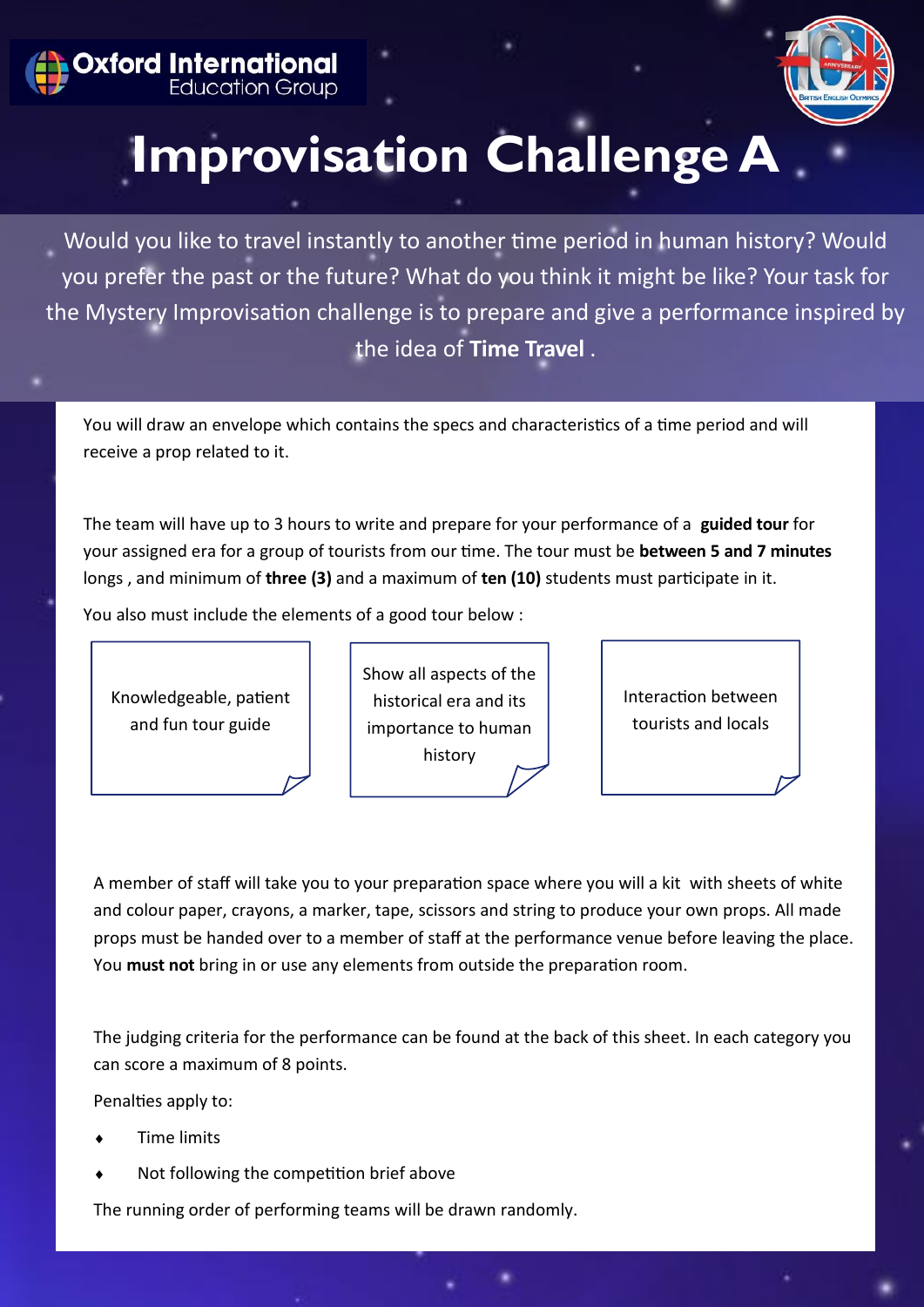Oxford International Education Group

# Improvisation Challenge A

Would you like to travel instantly to another time period in human history? Would you prefer the past or the future? What do you think it might be like? Your task for the Mystery Improvisation challenge is to prepare and give a performance inspired by the idea of **Time Travel** .

You will draw an envelope which contains the specs and characteristics of a time period and will receive a prop related to it.

The team will have up to 3 hours to write and prepare for your performance of a **guided tour** for your assigned era for a group of tourists from our time. The tour must be **between 5 and 7 minutes** longs , and minimum of **three (3)** and a maximum of **ten (10)** students must participate in it.

You also must include the elements of a good tour below :

- Knowledgeable, patient and fun tour guide
- Show all aspects of the historical era and its importance to human history
- Interaction between tourists and locals

A member of staff will take you to your preparation space where you will a kit with sheets of white and colour paper, crayons, a marker, tape, scissors and string to produce your own props. All made props must be handed over to a member of staff at the performance venue before leaving the place. You **must not** bring in or use any elements from outside the preparation room.

The judging criteria for the performance can be found at the back of this sheet. In each category you can score a maximum of 8 points.

Penalties apply to:

- Time limits
- Not following the competition brief above

The running order of performing teams will be drawn randomly.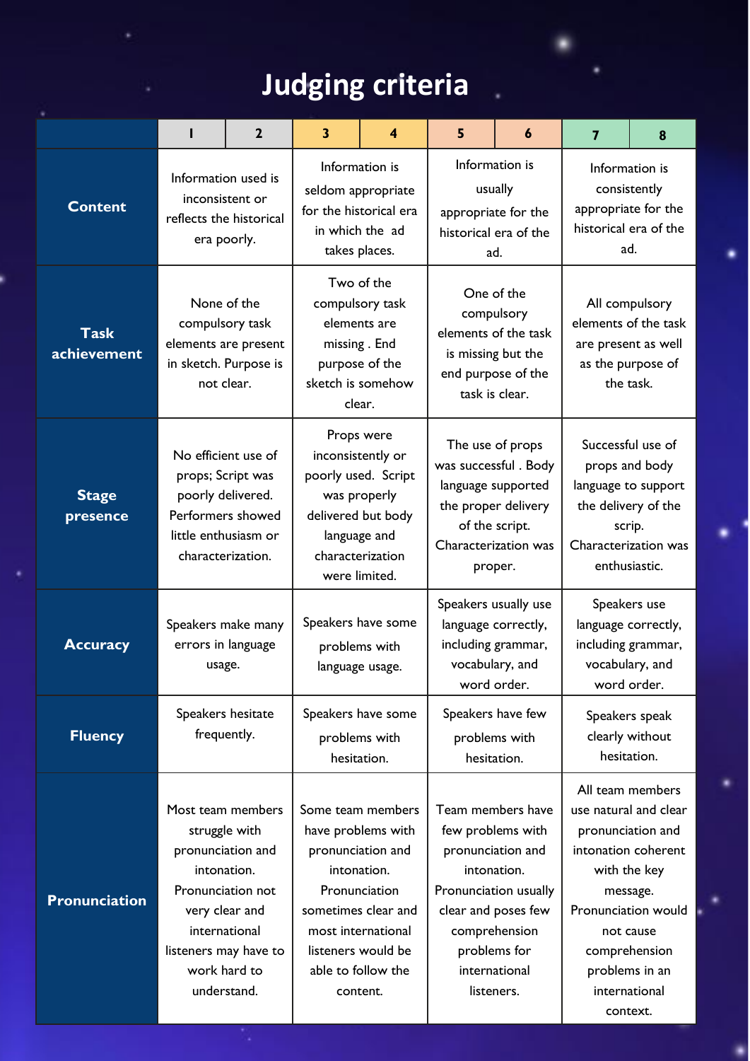# Judging criteria

| | 1 | 2 | 3 | 4 | 5 | 6 | 7 | 8 |
|---|---|---|---|---|---|---|---|---|
| **Content** | Information used is inconsistent or reflects the historical era poorly. | | Information is seldom appropriate for the historical era in which the ad takes places. | | Information is usually appropriate for the historical era of the ad. | | Information is consistently appropriate for the historical era of the ad. | |
| **Task achievement** | None of the compulsory task elements are present in sketch. Purpose is not clear. | | Two of the compulsory task elements are missing . End purpose of the sketch is somehow clear. | | One of the compulsory elements of the task is missing but the end purpose of the task is clear. | | All compulsory elements of the task are present as well as the purpose of the task. | |
| **Stage presence** | No efficient use of props; Script was poorly delivered. Performers showed little enthusiasm or characterization. | | Props were inconsistently or poorly used. Script was properly delivered but body language and characterization were limited. | | The use of props was successful . Body language supported the proper delivery of the script. Characterization was proper. | | Successful use of props and body language to support the delivery of the scrip. Characterization was enthusiastic. | |
| **Accuracy** | Speakers make many errors in language usage. | | Speakers have some problems with language usage. | | Speakers usually use language correctly, including grammar, vocabulary, and word order. | | Speakers use language correctly, including grammar, vocabulary, and word order. | |
| **Fluency** | Speakers hesitate frequently. | | Speakers have some problems with hesitation. | | Speakers have few problems with hesitation. | | Speakers speak clearly without hesitation. | |
| **Pronunciation** | Most team members struggle with pronunciation and intonation. Pronunciation not very clear and international listeners may have to work hard to understand. | | Some team members have problems with pronunciation and intonation. Pronunciation sometimes clear and most international listeners would be able to follow the content. | | Team members have few problems with pronunciation and intonation. Pronunciation usually clear and poses few comprehension problems for international listeners. | | All team members use natural and clear pronunciation and intonation coherent with the key message. Pronunciation would not cause comprehension problems in an international context. | |